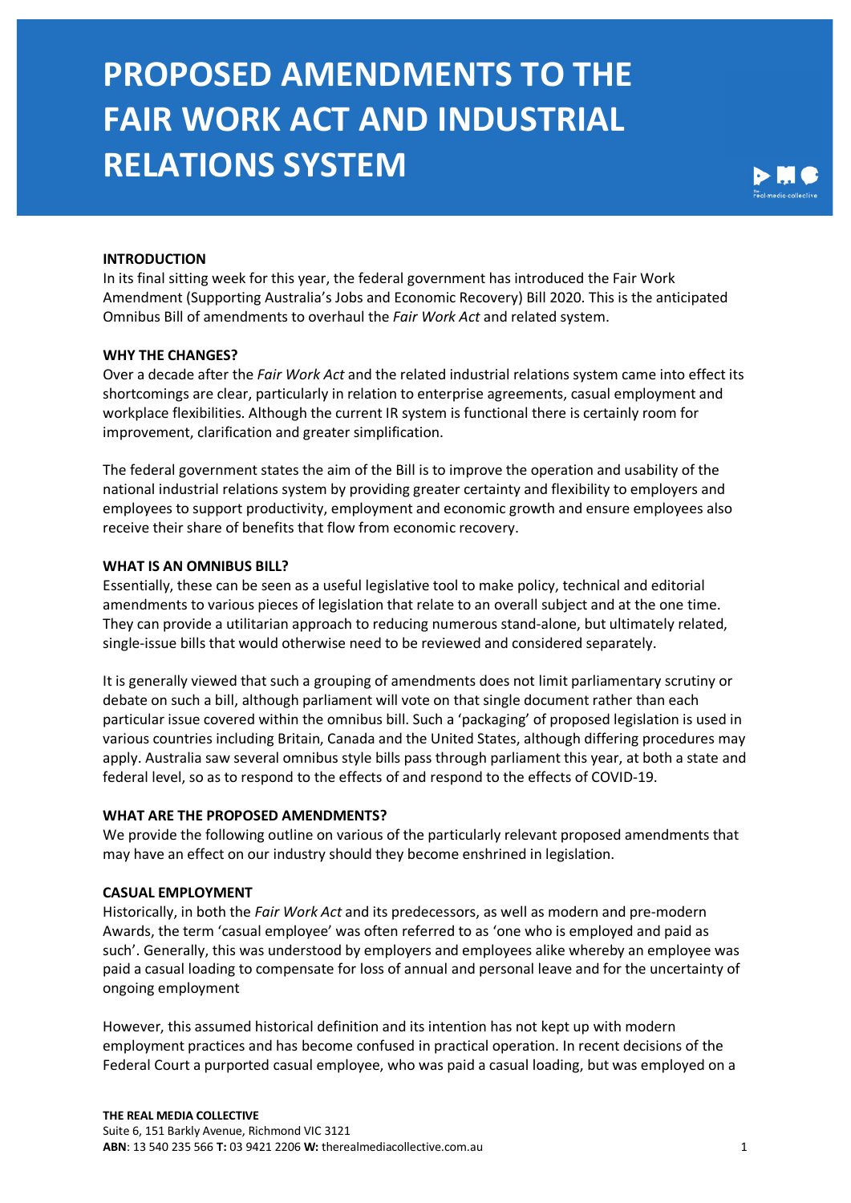# PROPOSED AMENDMENTS TO THE FAIR WORK ACT AND INDUSTRIAL RELATIONS SYSTEM

**INTRODUCTION**

In its final sitting week for this year, the federal government has introduced the Fair Work Amendment (Supporting Australia's Jobs and Economic Recovery) Bill 2020. This is the anticipated Omnibus Bill of amendments to overhaul the *Fair Work Act* and related system.

**WHY THE CHANGES?**

Over a decade after the *Fair Work Act* and the related industrial relations system came into effect its shortcomings are clear, particularly in relation to enterprise agreements, casual employment and workplace flexibilities. Although the current IR system is functional there is certainly room for improvement, clarification and greater simplification.

The federal government states the aim of the Bill is to improve the operation and usability of the national industrial relations system by providing greater certainty and flexibility to employers and employees to support productivity, employment and economic growth and ensure employees also receive their share of benefits that flow from economic recovery.

**WHAT IS AN OMNIBUS BILL?**

Essentially, these can be seen as a useful legislative tool to make policy, technical and editorial amendments to various pieces of legislation that relate to an overall subject and at the one time. They can provide a utilitarian approach to reducing numerous stand-alone, but ultimately related, single-issue bills that would otherwise need to be reviewed and considered separately.

It is generally viewed that such a grouping of amendments does not limit parliamentary scrutiny or debate on such a bill, although parliament will vote on that single document rather than each particular issue covered within the omnibus bill. Such a 'packaging' of proposed legislation is used in various countries including Britain, Canada and the United States, although differing procedures may apply. Australia saw several omnibus style bills pass through parliament this year, at both a state and federal level, so as to respond to the effects of and respond to the effects of COVID-19.

**WHAT ARE THE PROPOSED AMENDMENTS?**

We provide the following outline on various of the particularly relevant proposed amendments that may have an effect on our industry should they become enshrined in legislation.

**CASUAL EMPLOYMENT**

Historically, in both the *Fair Work Act* and its predecessors, as well as modern and pre-modern Awards, the term 'casual employee' was often referred to as 'one who is employed and paid as such'. Generally, this was understood by employers and employees alike whereby an employee was paid a casual loading to compensate for loss of annual and personal leave and for the uncertainty of ongoing employment

However, this assumed historical definition and its intention has not kept up with modern employment practices and has become confused in practical operation. In recent decisions of the Federal Court a purported casual employee, who was paid a casual loading, but was employed on a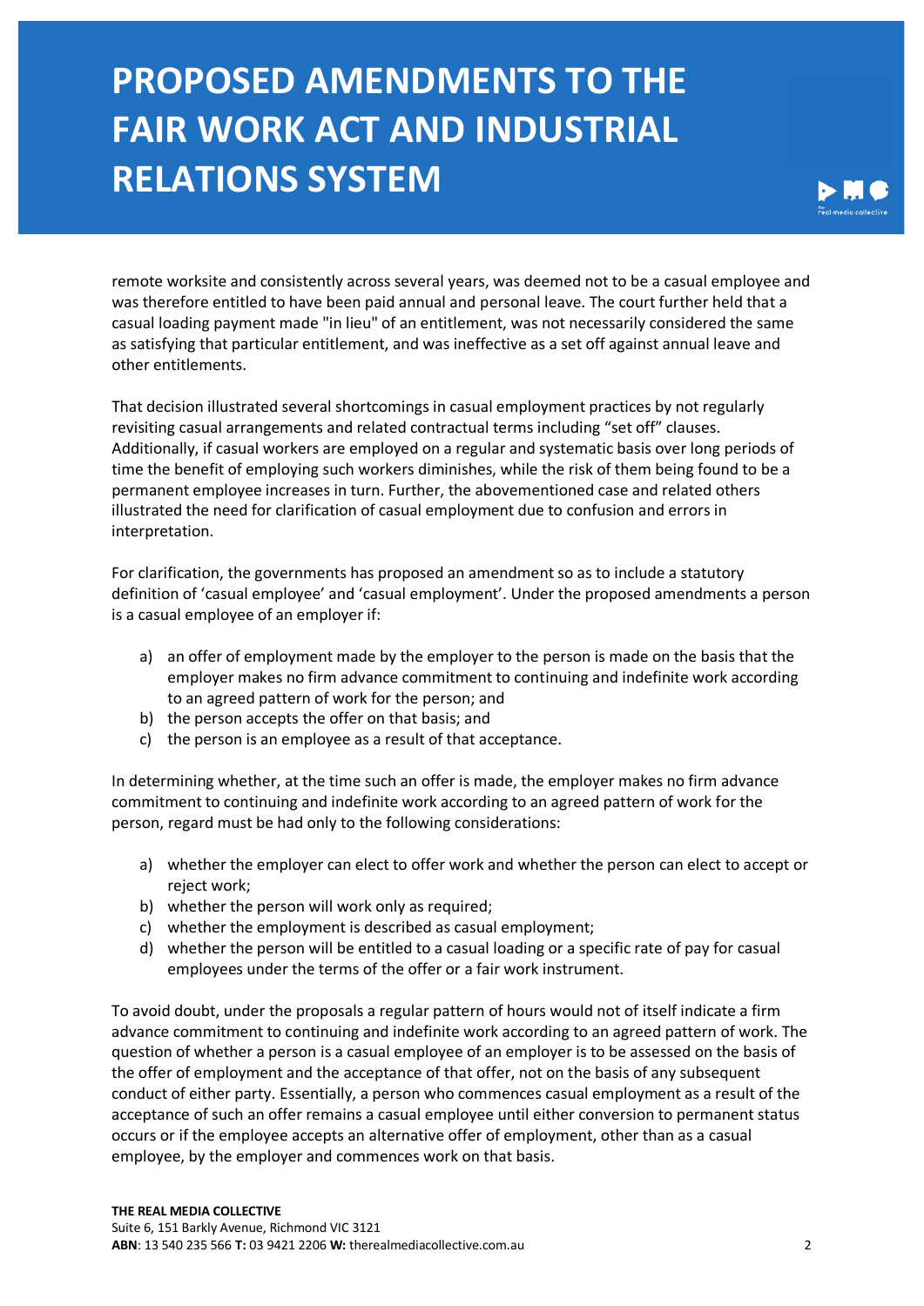remote worksite and consistently across several years, was deemed not to be a casual employee and was therefore entitled to have been paid annual and personal leave. The court further held that a casual loading payment made "in lieu" of an entitlement, was not necessarily considered the same as satisfying that particular entitlement, and was ineffective as a set off against annual leave and other entitlements.

That decision illustrated several shortcomings in casual employment practices by not regularly revisiting casual arrangements and related contractual terms including "set off" clauses. Additionally, if casual workers are employed on a regular and systematic basis over long periods of time the benefit of employing such workers diminishes, while the risk of them being found to be a permanent employee increases in turn. Further, the abovementioned case and related others illustrated the need for clarification of casual employment due to confusion and errors in interpretation.

For clarification, the governments has proposed an amendment so as to include a statutory definition of 'casual employee' and 'casual employment'. Under the proposed amendments a person is a casual employee of an employer if:

a) an offer of employment made by the employer to the person is made on the basis that the employer makes no firm advance commitment to continuing and indefinite work according to an agreed pattern of work for the person; and
b) the person accepts the offer on that basis; and
c) the person is an employee as a result of that acceptance.

In determining whether, at the time such an offer is made, the employer makes no firm advance commitment to continuing and indefinite work according to an agreed pattern of work for the person, regard must be had only to the following considerations:

a) whether the employer can elect to offer work and whether the person can elect to accept or reject work;
b) whether the person will work only as required;
c) whether the employment is described as casual employment;
d) whether the person will be entitled to a casual loading or a specific rate of pay for casual employees under the terms of the offer or a fair work instrument.

To avoid doubt, under the proposals a regular pattern of hours would not of itself indicate a firm advance commitment to continuing and indefinite work according to an agreed pattern of work. The question of whether a person is a casual employee of an employer is to be assessed on the basis of the offer of employment and the acceptance of that offer, not on the basis of any subsequent conduct of either party. Essentially, a person who commences casual employment as a result of the acceptance of such an offer remains a casual employee until either conversion to permanent status occurs or if the employee accepts an alternative offer of employment, other than as a casual employee, by the employer and commences work on that basis.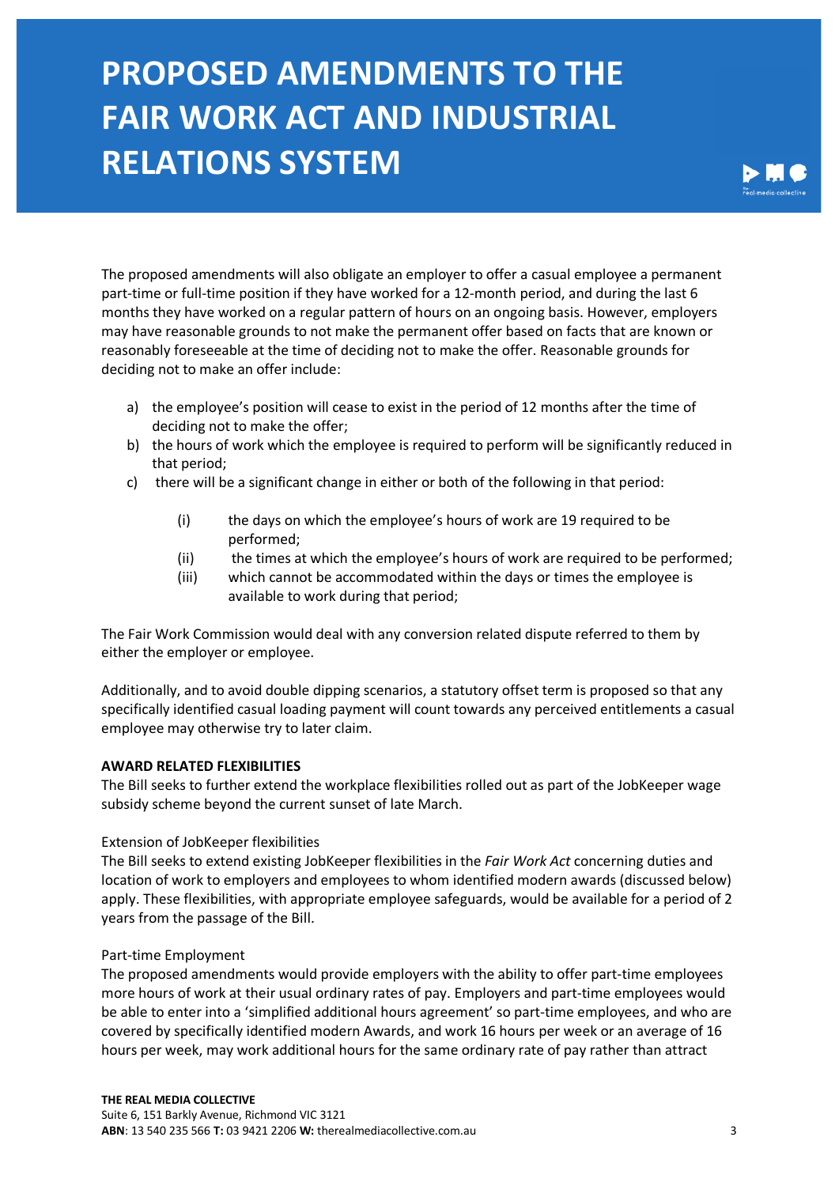The proposed amendments will also obligate an employer to offer a casual employee a permanent part-time or full-time position if they have worked for a 12-month period, and during the last 6 months they have worked on a regular pattern of hours on an ongoing basis. However, employers may have reasonable grounds to not make the permanent offer based on facts that are known or reasonably foreseeable at the time of deciding not to make the offer. Reasonable grounds for deciding not to make an offer include:

a) the employee's position will cease to exist in the period of 12 months after the time of deciding not to make the offer;
b) the hours of work which the employee is required to perform will be significantly reduced in that period;
c) there will be a significant change in either or both of the following in that period:
   (i) the days on which the employee's hours of work are 19 required to be performed;
   (ii) the times at which the employee's hours of work are required to be performed;
   (iii) which cannot be accommodated within the days or times the employee is available to work during that period;

The Fair Work Commission would deal with any conversion related dispute referred to them by either the employer or employee.

Additionally, and to avoid double dipping scenarios, a statutory offset term is proposed so that any specifically identified casual loading payment will count towards any perceived entitlements a casual employee may otherwise try to later claim.

**AWARD RELATED FLEXIBILITIES**

The Bill seeks to further extend the workplace flexibilities rolled out as part of the JobKeeper wage subsidy scheme beyond the current sunset of late March.

Extension of JobKeeper flexibilities

The Bill seeks to extend existing JobKeeper flexibilities in the *Fair Work Act* concerning duties and location of work to employers and employees to whom identified modern awards (discussed below) apply. These flexibilities, with appropriate employee safeguards, would be available for a period of 2 years from the passage of the Bill.

Part-time Employment

The proposed amendments would provide employers with the ability to offer part-time employees more hours of work at their usual ordinary rates of pay. Employers and part-time employees would be able to enter into a 'simplified additional hours agreement' so part-time employees, and who are covered by specifically identified modern Awards, and work 16 hours per week or an average of 16 hours per week, may work additional hours for the same ordinary rate of pay rather than attract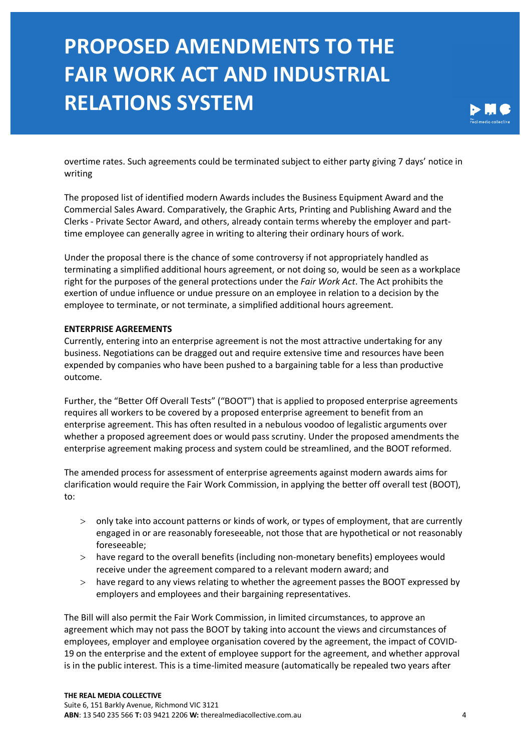overtime rates. Such agreements could be terminated subject to either party giving 7 days' notice in writing

The proposed list of identified modern Awards includes the Business Equipment Award and the Commercial Sales Award. Comparatively, the Graphic Arts, Printing and Publishing Award and the Clerks - Private Sector Award, and others, already contain terms whereby the employer and part-time employee can generally agree in writing to altering their ordinary hours of work.

Under the proposal there is the chance of some controversy if not appropriately handled as terminating a simplified additional hours agreement, or not doing so, would be seen as a workplace right for the purposes of the general protections under the *Fair Work Act*. The Act prohibits the exertion of undue influence or undue pressure on an employee in relation to a decision by the employee to terminate, or not terminate, a simplified additional hours agreement.

**ENTERPRISE AGREEMENTS**

Currently, entering into an enterprise agreement is not the most attractive undertaking for any business. Negotiations can be dragged out and require extensive time and resources have been expended by companies who have been pushed to a bargaining table for a less than productive outcome.

Further, the "Better Off Overall Tests" ("BOOT") that is applied to proposed enterprise agreements requires all workers to be covered by a proposed enterprise agreement to benefit from an enterprise agreement. This has often resulted in a nebulous voodoo of legalistic arguments over whether a proposed agreement does or would pass scrutiny. Under the proposed amendments the enterprise agreement making process and system could be streamlined, and the BOOT reformed.

The amended process for assessment of enterprise agreements against modern awards aims for clarification would require the Fair Work Commission, in applying the better off overall test (BOOT), to:

- only take into account patterns or kinds of work, or types of employment, that are currently engaged in or are reasonably foreseeable, not those that are hypothetical or not reasonably foreseeable;
- have regard to the overall benefits (including non-monetary benefits) employees would receive under the agreement compared to a relevant modern award; and
- have regard to any views relating to whether the agreement passes the BOOT expressed by employers and employees and their bargaining representatives.

The Bill will also permit the Fair Work Commission, in limited circumstances, to approve an agreement which may not pass the BOOT by taking into account the views and circumstances of employees, employer and employee organisation covered by the agreement, the impact of COVID-19 on the enterprise and the extent of employee support for the agreement, and whether approval is in the public interest. This is a time-limited measure (automatically be repealed two years after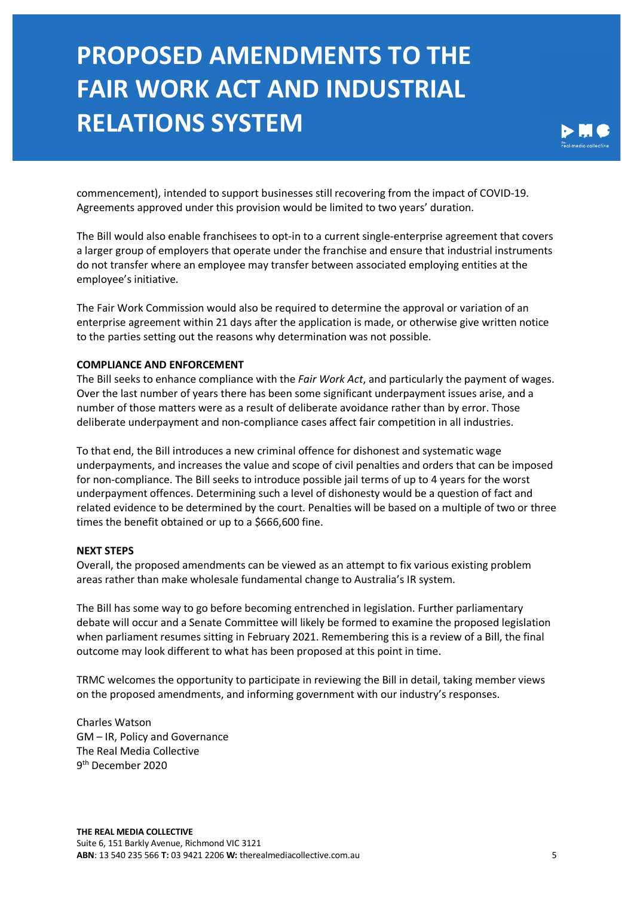commencement), intended to support businesses still recovering from the impact of COVID-19. Agreements approved under this provision would be limited to two years' duration.

The Bill would also enable franchisees to opt-in to a current single-enterprise agreement that covers a larger group of employers that operate under the franchise and ensure that industrial instruments do not transfer where an employee may transfer between associated employing entities at the employee's initiative.

The Fair Work Commission would also be required to determine the approval or variation of an enterprise agreement within 21 days after the application is made, or otherwise give written notice to the parties setting out the reasons why determination was not possible.

**COMPLIANCE AND ENFORCEMENT**

The Bill seeks to enhance compliance with the *Fair Work Act*, and particularly the payment of wages. Over the last number of years there has been some significant underpayment issues arise, and a number of those matters were as a result of deliberate avoidance rather than by error. Those deliberate underpayment and non-compliance cases affect fair competition in all industries.

To that end, the Bill introduces a new criminal offence for dishonest and systematic wage underpayments, and increases the value and scope of civil penalties and orders that can be imposed for non-compliance. The Bill seeks to introduce possible jail terms of up to 4 years for the worst underpayment offences. Determining such a level of dishonesty would be a question of fact and related evidence to be determined by the court. Penalties will be based on a multiple of two or three times the benefit obtained or up to a $666,600 fine.

**NEXT STEPS**

Overall, the proposed amendments can be viewed as an attempt to fix various existing problem areas rather than make wholesale fundamental change to Australia's IR system.

The Bill has some way to go before becoming entrenched in legislation. Further parliamentary debate will occur and a Senate Committee will likely be formed to examine the proposed legislation when parliament resumes sitting in February 2021. Remembering this is a review of a Bill, the final outcome may look different to what has been proposed at this point in time.

TRMC welcomes the opportunity to participate in reviewing the Bill in detail, taking member views on the proposed amendments, and informing government with our industry's responses.

Charles Watson
GM – IR, Policy and Governance
The Real Media Collective
9th December 2020